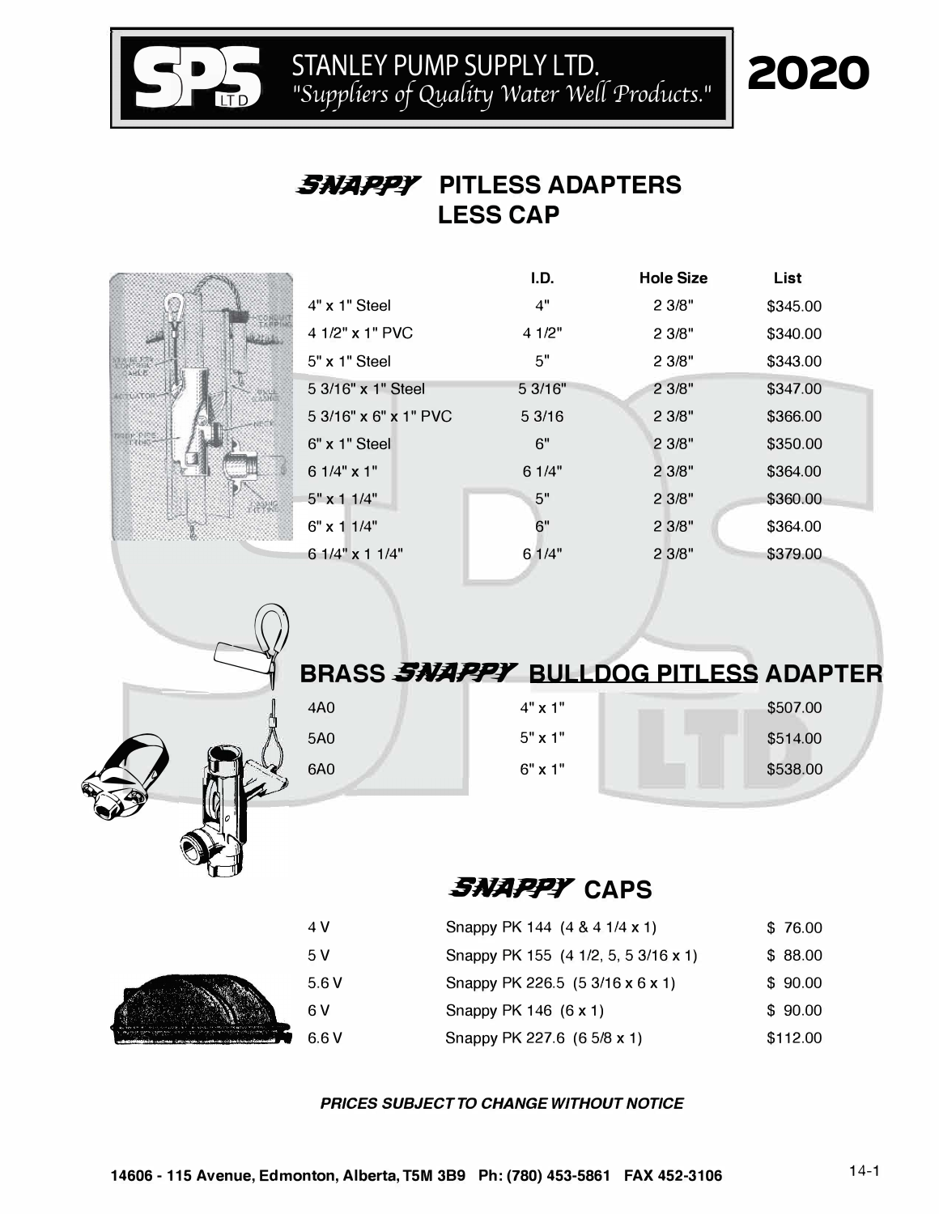# STANLEY PUMP SUPPLY LTD.

*"Suppliers of Quality Water Well Products."*

**2020**

## SNAPPY PITLESS ADAPTERS LESS CAP

| | I.D. | Hole Size | List |
|---|---|---|---|
| 4" x 1" Steel | 4" | 2 3/8" | $345.00 |
| 4 1/2" x 1" PVC | 4 1/2" | 2 3/8" | $340.00 |
| 5" x 1" Steel | 5" | 2 3/8" | $343.00 |
| 5 3/16" x 1" Steel | 5 3/16" | 2 3/8" | $347.00 |
| 5 3/16" x 6" x 1" PVC | 5 3/16 | 2 3/8" | $366.00 |
| 6" x 1" Steel | 6" | 2 3/8" | $350.00 |
| 6 1/4" x 1" | 6 1/4" | 2 3/8" | $364.00 |
| 5" x 1 1/4" | 5" | 2 3/8" | $360.00 |
| 6" x 1 1/4" | 6" | 2 3/8" | $364.00 |
| 6 1/4" x 1 1/4" | 6 1/4" | 2 3/8" | $379.00 |

## BRASS SNAPPY BULLDOG PITLESS ADAPTER

| | | |
|---|---|---|
| 4A0 | 4" x 1" | $507.00 |
| 5A0 | 5" x 1" | $514.00 |
| 6A0 | 6" x 1" | $538.00 |

## SNAPPY CAPS

| | | |
|---|---|---|
| 4 V | Snappy PK 144 (4 & 4 1/4 x 1) | $ 76.00 |
| 5 V | Snappy PK 155 (4 1/2, 5, 5 3/16 x 1) | $ 88.00 |
| 5.6 V | Snappy PK 226.5 (5 3/16 x 6 x 1) | $ 90.00 |
| 6 V | Snappy PK 146 (6 x 1) | $ 90.00 |
| 6.6 V | Snappy PK 227.6 (6 5/8 x 1) | $112.00 |

***PRICES SUBJECT TO CHANGE WITHOUT NOTICE***

**14606 - 115 Avenue, Edmonton, Alberta, T5M 3B9 Ph: (780) 453-5861 FAX 452-3106**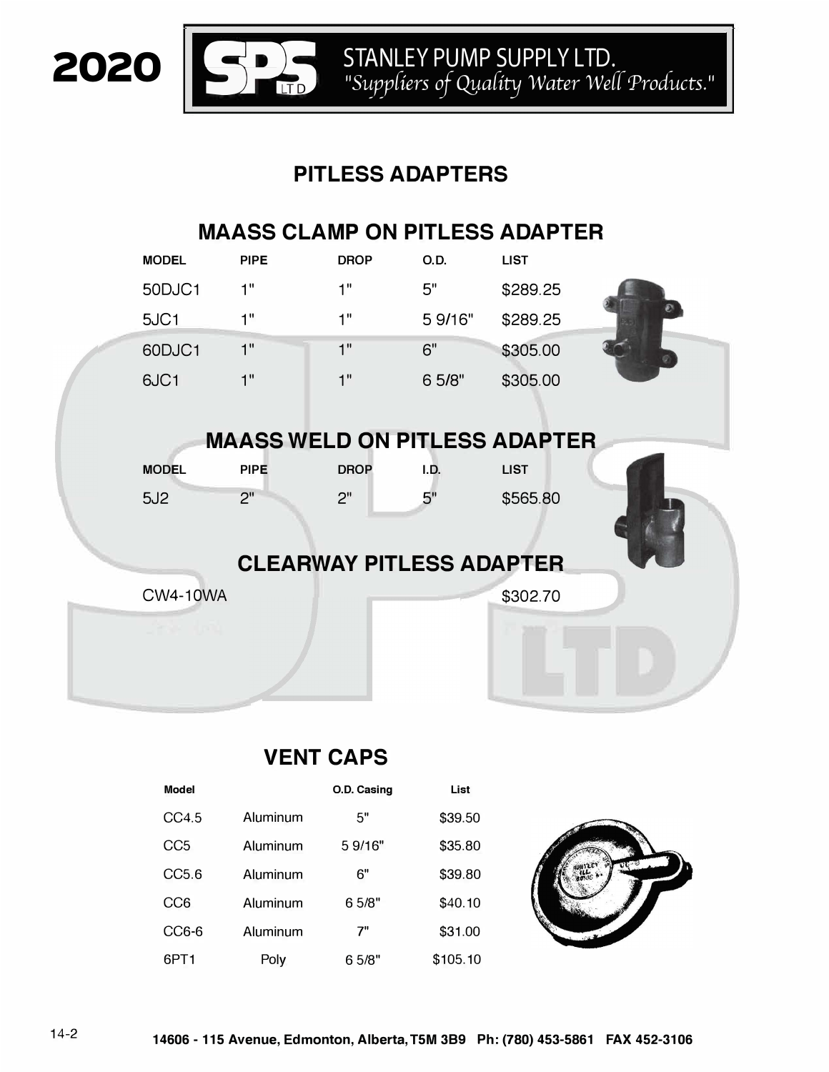# PITLESS ADAPTERS

## MAASS CLAMP ON PITLESS ADAPTER

| MODEL | PIPE | DROP | O.D. | LIST |
|---|---|---|---|---|
| 50DJC1 | 1" | 1" | 5" | $289.25 |
| 5JC1 | 1" | 1" | 5 9/16" | $289.25 |
| 60DJC1 | 1" | 1" | 6" | $305.00 |
| 6JC1 | 1" | 1" | 6 5/8" | $305.00 |

## MAASS WELD ON PITLESS ADAPTER

| MODEL | PIPE | DROP | I.D. | LIST |
|---|---|---|---|---|
| 5J2 | 2" | 2" | 5" | $565.80 |

## CLEARWAY PITLESS ADAPTER

| MODEL | LIST |
|---|---|
| CW4-10WA | $302.70 |

## VENT CAPS

| Model | | O.D. Casing | List |
|---|---|---|---|
| CC4.5 | Aluminum | 5" | $39.50 |
| CC5 | Aluminum | 5 9/16" | $35.80 |
| CC5.6 | Aluminum | 6" | $39.80 |
| CC6 | Aluminum | 6 5/8" | $40.10 |
| CC6-6 | Aluminum | 7" | $31.00 |
| 6PT1 | Poly | 6 5/8" | $105.10 |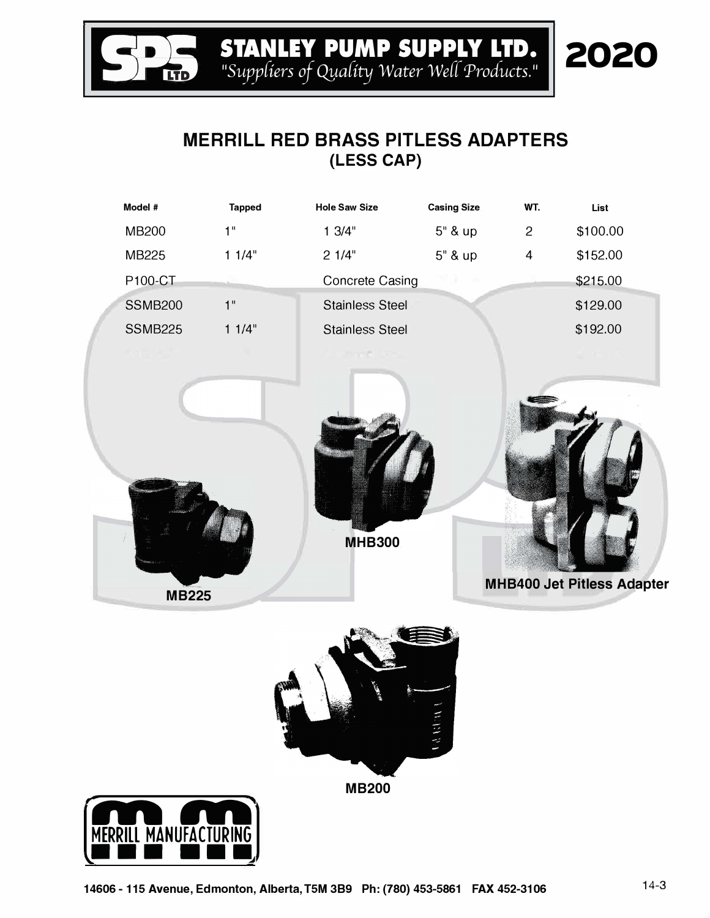# STANLEY PUMP SUPPLY LTD.

*"Suppliers of Quality Water Well Products."*

**2020**

## MERRILL RED BRASS PITLESS ADAPTERS
### (LESS CAP)

| Model # | Tapped | Hole Saw Size | Casing Size | WT. | List |
|---|---|---|---|---|---|
| MB200 | 1" | 1 3/4" | 5" & up | 2 | $100.00 |
| MB225 | 1 1/4" | 2 1/4" | 5" & up | 4 | $152.00 |
| P100-CT | | Concrete Casing | | | $215.00 |
| SSMB200 | 1" | Stainless Steel | | | $129.00 |
| SSMB225 | 1 1/4" | Stainless Steel | | | $192.00 |

MHB300

MB225

MHB400 Jet Pitless Adapter

MB200

MERRILL MANUFACTURING

14606 - 115 Avenue, Edmonton, Alberta, T5M 3B9 Ph: (780) 453-5861 FAX 452-3106